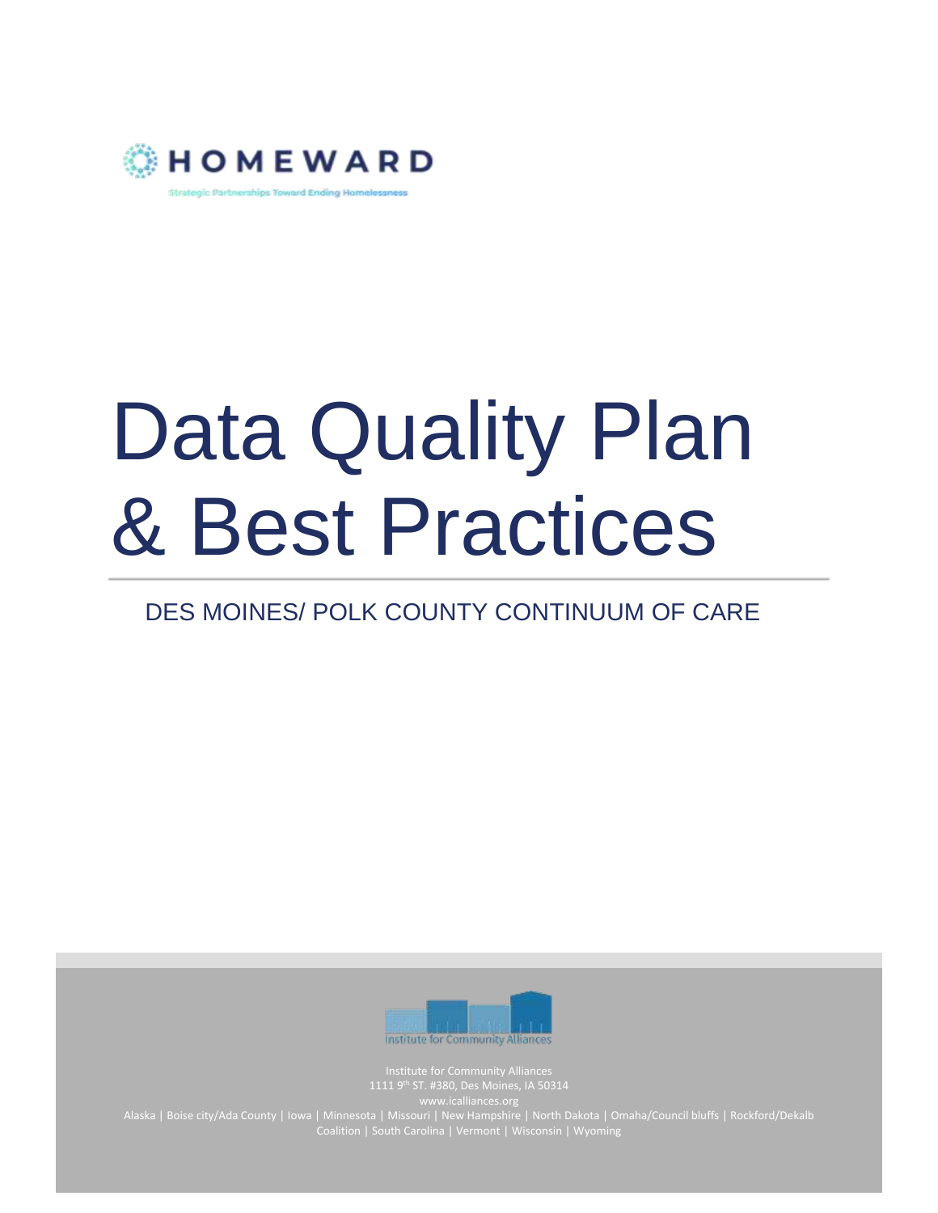HOMEWARD

Strategic Partnerships Toward Ending Homelessness

# Data Quality Plan & Best Practices

## DES MOINES/ POLK COUNTY CONTINUUM OF CARE

Institute for Community Alliances

Institute for Community Alliances
1111 9th ST. #380, Des Moines, IA 50314
www.icalliances.org
Alaska | Boise city/Ada County | Iowa | Minnesota | Missouri | New Hampshire | North Dakota | Omaha/Council bluffs | Rockford/Dekalb Coalition | South Carolina | Vermont | Wisconsin | Wyoming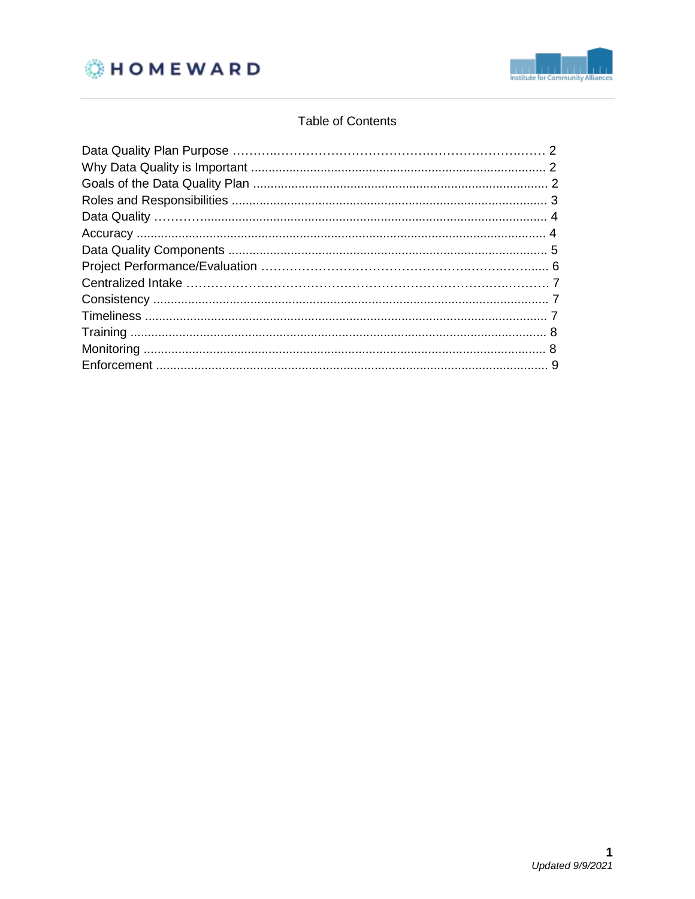## Table of Contents

| | |
|---|---|
| Data Quality Plan Purpose | 2 |
| Why Data Quality is Important | 2 |
| Goals of the Data Quality Plan | 2 |
| Roles and Responsibilities | 3 |
| Data Quality | 4 |
| Accuracy | 4 |
| Data Quality Components | 5 |
| Project Performance/Evaluation | 6 |
| Centralized Intake | 7 |
| Consistency | 7 |
| Timeliness | 7 |
| Training | 8 |
| Monitoring | 8 |
| Enforcement | 9 |

*Updated 9/9/2021*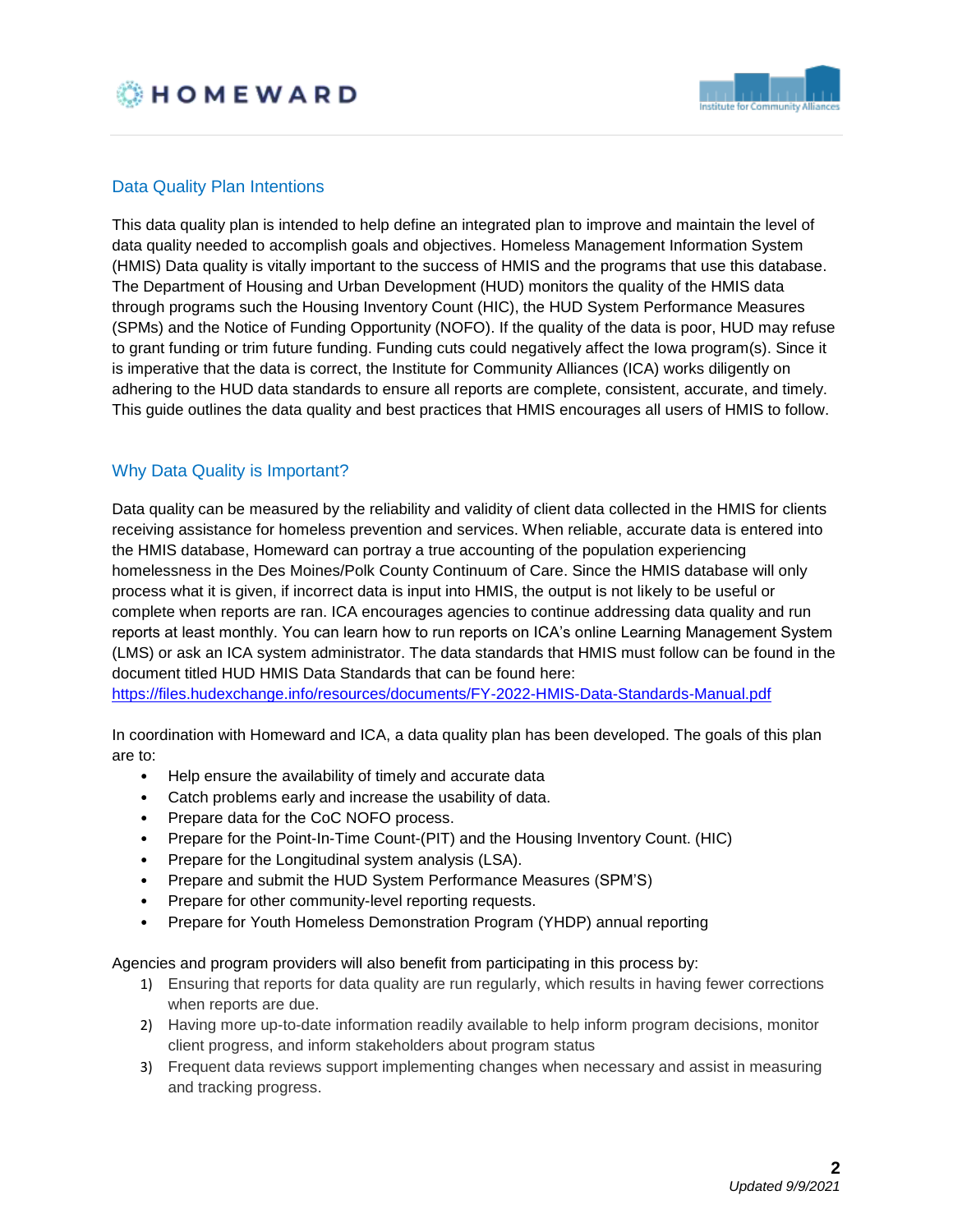## Data Quality Plan Intentions

This data quality plan is intended to help define an integrated plan to improve and maintain the level of data quality needed to accomplish goals and objectives. Homeless Management Information System (HMIS) Data quality is vitally important to the success of HMIS and the programs that use this database. The Department of Housing and Urban Development (HUD) monitors the quality of the HMIS data through programs such the Housing Inventory Count (HIC), the HUD System Performance Measures (SPMs) and the Notice of Funding Opportunity (NOFO). If the quality of the data is poor, HUD may refuse to grant funding or trim future funding. Funding cuts could negatively affect the Iowa program(s). Since it is imperative that the data is correct, the Institute for Community Alliances (ICA) works diligently on adhering to the HUD data standards to ensure all reports are complete, consistent, accurate, and timely. This guide outlines the data quality and best practices that HMIS encourages all users of HMIS to follow.

## Why Data Quality is Important?

Data quality can be measured by the reliability and validity of client data collected in the HMIS for clients receiving assistance for homeless prevention and services. When reliable, accurate data is entered into the HMIS database, Homeward can portray a true accounting of the population experiencing homelessness in the Des Moines/Polk County Continuum of Care. Since the HMIS database will only process what it is given, if incorrect data is input into HMIS, the output is not likely to be useful or complete when reports are ran. ICA encourages agencies to continue addressing data quality and run reports at least monthly. You can learn how to run reports on ICA's online Learning Management System (LMS) or ask an ICA system administrator. The data standards that HMIS must follow can be found in the document titled HUD HMIS Data Standards that can be found here: https://files.hudexchange.info/resources/documents/FY-2022-HMIS-Data-Standards-Manual.pdf

In coordination with Homeward and ICA, a data quality plan has been developed. The goals of this plan are to:

- Help ensure the availability of timely and accurate data
- Catch problems early and increase the usability of data.
- Prepare data for the CoC NOFO process.
- Prepare for the Point-In-Time Count-(PIT) and the Housing Inventory Count. (HIC)
- Prepare for the Longitudinal system analysis (LSA).
- Prepare and submit the HUD System Performance Measures (SPM'S)
- Prepare for other community-level reporting requests.
- Prepare for Youth Homeless Demonstration Program (YHDP) annual reporting

Agencies and program providers will also benefit from participating in this process by:

1) Ensuring that reports for data quality are run regularly, which results in having fewer corrections when reports are due.
2) Having more up-to-date information readily available to help inform program decisions, monitor client progress, and inform stakeholders about program status
3) Frequent data reviews support implementing changes when necessary and assist in measuring and tracking progress.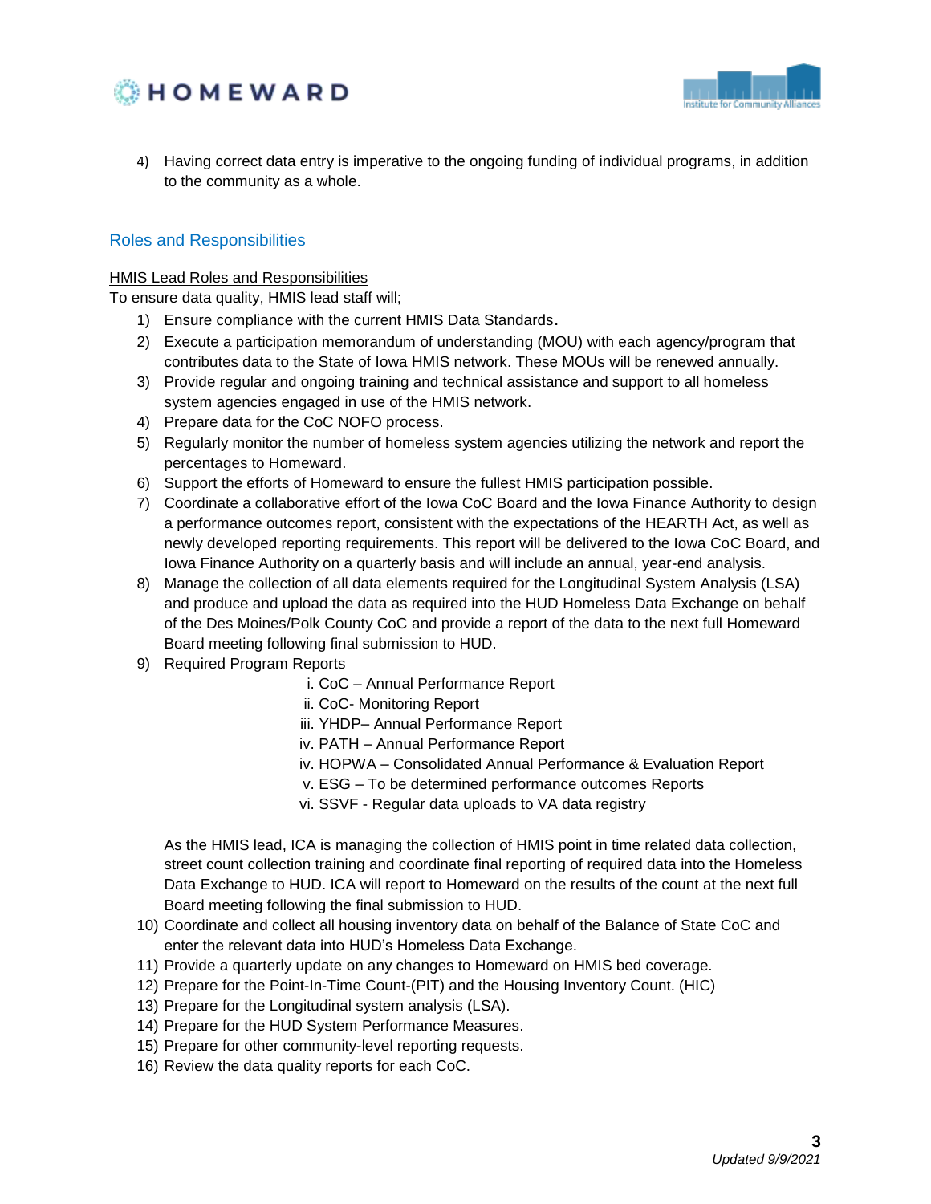4) Having correct data entry is imperative to the ongoing funding of individual programs, in addition to the community as a whole.

## Roles and Responsibilities

<u>HMIS Lead Roles and Responsibilities</u>

To ensure data quality, HMIS lead staff will;

1) Ensure compliance with the current HMIS Data Standards.
2) Execute a participation memorandum of understanding (MOU) with each agency/program that contributes data to the State of Iowa HMIS network. These MOUs will be renewed annually.
3) Provide regular and ongoing training and technical assistance and support to all homeless system agencies engaged in use of the HMIS network.
4) Prepare data for the CoC NOFO process.
5) Regularly monitor the number of homeless system agencies utilizing the network and report the percentages to Homeward.
6) Support the efforts of Homeward to ensure the fullest HMIS participation possible.
7) Coordinate a collaborative effort of the Iowa CoC Board and the Iowa Finance Authority to design a performance outcomes report, consistent with the expectations of the HEARTH Act, as well as newly developed reporting requirements. This report will be delivered to the Iowa CoC Board, and Iowa Finance Authority on a quarterly basis and will include an annual, year-end analysis.
8) Manage the collection of all data elements required for the Longitudinal System Analysis (LSA) and produce and upload the data as required into the HUD Homeless Data Exchange on behalf of the Des Moines/Polk County CoC and provide a report of the data to the next full Homeward Board meeting following final submission to HUD.
9) Required Program Reports
   - i. CoC – Annual Performance Report
   - ii. CoC- Monitoring Report
   - iii. YHDP– Annual Performance Report
   - iv. PATH – Annual Performance Report
   - iv. HOPWA – Consolidated Annual Performance & Evaluation Report
   - v. ESG – To be determined performance outcomes Reports
   - vi. SSVF - Regular data uploads to VA data registry

   As the HMIS lead, ICA is managing the collection of HMIS point in time related data collection, street count collection training and coordinate final reporting of required data into the Homeless Data Exchange to HUD. ICA will report to Homeward on the results of the count at the next full Board meeting following the final submission to HUD.
10) Coordinate and collect all housing inventory data on behalf of the Balance of State CoC and enter the relevant data into HUD's Homeless Data Exchange.
11) Provide a quarterly update on any changes to Homeward on HMIS bed coverage.
12) Prepare for the Point-In-Time Count-(PIT) and the Housing Inventory Count. (HIC)
13) Prepare for the Longitudinal system analysis (LSA).
14) Prepare for the HUD System Performance Measures.
15) Prepare for other community-level reporting requests.
16) Review the data quality reports for each CoC.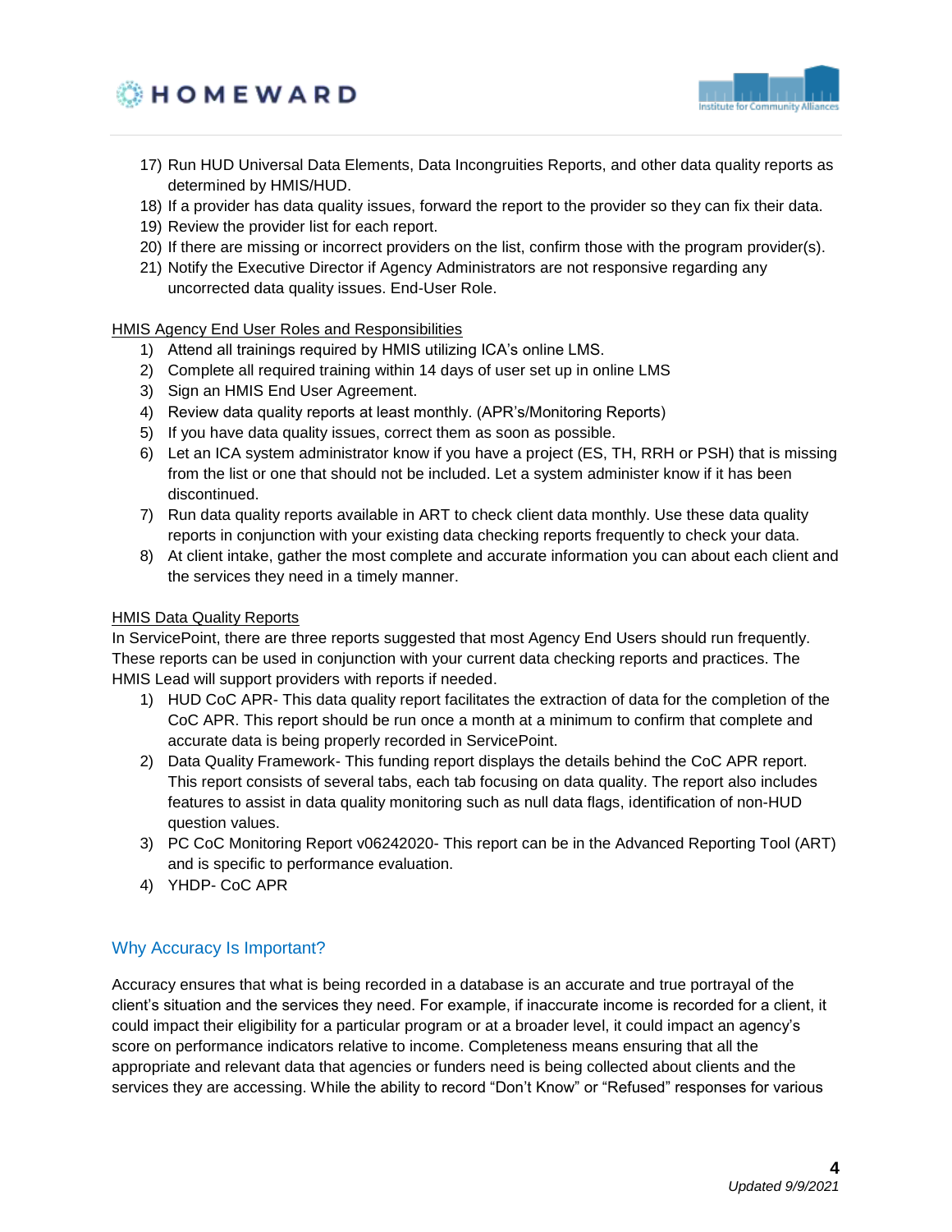17) Run HUD Universal Data Elements, Data Incongruities Reports, and other data quality reports as determined by HMIS/HUD.
18) If a provider has data quality issues, forward the report to the provider so they can fix their data.
19) Review the provider list for each report.
20) If there are missing or incorrect providers on the list, confirm those with the program provider(s).
21) Notify the Executive Director if Agency Administrators are not responsive regarding any uncorrected data quality issues. End-User Role.

HMIS Agency End User Roles and Responsibilities

1) Attend all trainings required by HMIS utilizing ICA's online LMS.
2) Complete all required training within 14 days of user set up in online LMS
3) Sign an HMIS End User Agreement.
4) Review data quality reports at least monthly. (APR's/Monitoring Reports)
5) If you have data quality issues, correct them as soon as possible.
6) Let an ICA system administrator know if you have a project (ES, TH, RRH or PSH) that is missing from the list or one that should not be included. Let a system administer know if it has been discontinued.
7) Run data quality reports available in ART to check client data monthly. Use these data quality reports in conjunction with your existing data checking reports frequently to check your data.
8) At client intake, gather the most complete and accurate information you can about each client and the services they need in a timely manner.

HMIS Data Quality Reports

In ServicePoint, there are three reports suggested that most Agency End Users should run frequently. These reports can be used in conjunction with your current data checking reports and practices. The HMIS Lead will support providers with reports if needed.

1) HUD CoC APR- This data quality report facilitates the extraction of data for the completion of the CoC APR. This report should be run once a month at a minimum to confirm that complete and accurate data is being properly recorded in ServicePoint.
2) Data Quality Framework- This funding report displays the details behind the CoC APR report. This report consists of several tabs, each tab focusing on data quality. The report also includes features to assist in data quality monitoring such as null data flags, identification of non-HUD question values.
3) PC CoC Monitoring Report v06242020- This report can be in the Advanced Reporting Tool (ART) and is specific to performance evaluation.
4) YHDP- CoC APR

## Why Accuracy Is Important?

Accuracy ensures that what is being recorded in a database is an accurate and true portrayal of the client's situation and the services they need. For example, if inaccurate income is recorded for a client, it could impact their eligibility for a particular program or at a broader level, it could impact an agency's score on performance indicators relative to income. Completeness means ensuring that all the appropriate and relevant data that agencies or funders need is being collected about clients and the services they are accessing. While the ability to record "Don't Know" or "Refused" responses for various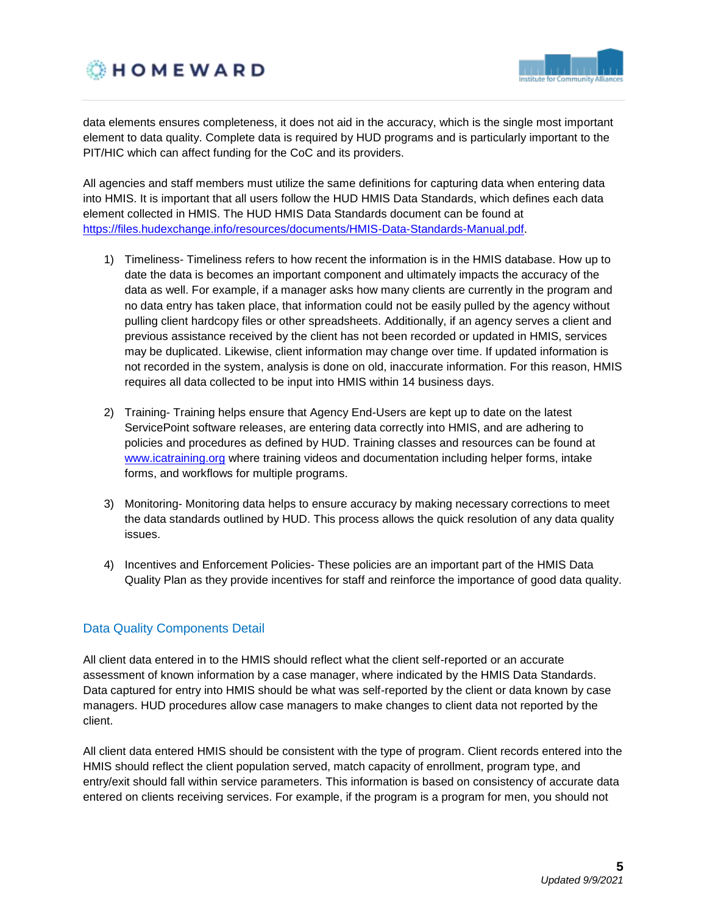data elements ensures completeness, it does not aid in the accuracy, which is the single most important element to data quality. Complete data is required by HUD programs and is particularly important to the PIT/HIC which can affect funding for the CoC and its providers.

All agencies and staff members must utilize the same definitions for capturing data when entering data into HMIS. It is important that all users follow the HUD HMIS Data Standards, which defines each data element collected in HMIS. The HUD HMIS Data Standards document can be found at https://files.hudexchange.info/resources/documents/HMIS-Data-Standards-Manual.pdf.

1) Timeliness- Timeliness refers to how recent the information is in the HMIS database. How up to date the data is becomes an important component and ultimately impacts the accuracy of the data as well. For example, if a manager asks how many clients are currently in the program and no data entry has taken place, that information could not be easily pulled by the agency without pulling client hardcopy files or other spreadsheets. Additionally, if an agency serves a client and previous assistance received by the client has not been recorded or updated in HMIS, services may be duplicated. Likewise, client information may change over time. If updated information is not recorded in the system, analysis is done on old, inaccurate information. For this reason, HMIS requires all data collected to be input into HMIS within 14 business days.

2) Training- Training helps ensure that Agency End-Users are kept up to date on the latest ServicePoint software releases, are entering data correctly into HMIS, and are adhering to policies and procedures as defined by HUD. Training classes and resources can be found at www.icatraining.org where training videos and documentation including helper forms, intake forms, and workflows for multiple programs.

3) Monitoring- Monitoring data helps to ensure accuracy by making necessary corrections to meet the data standards outlined by HUD. This process allows the quick resolution of any data quality issues.

4) Incentives and Enforcement Policies- These policies are an important part of the HMIS Data Quality Plan as they provide incentives for staff and reinforce the importance of good data quality.

## Data Quality Components Detail

All client data entered in to the HMIS should reflect what the client self-reported or an accurate assessment of known information by a case manager, where indicated by the HMIS Data Standards. Data captured for entry into HMIS should be what was self-reported by the client or data known by case managers. HUD procedures allow case managers to make changes to client data not reported by the client.

All client data entered HMIS should be consistent with the type of program. Client records entered into the HMIS should reflect the client population served, match capacity of enrollment, program type, and entry/exit should fall within service parameters. This information is based on consistency of accurate data entered on clients receiving services. For example, if the program is a program for men, you should not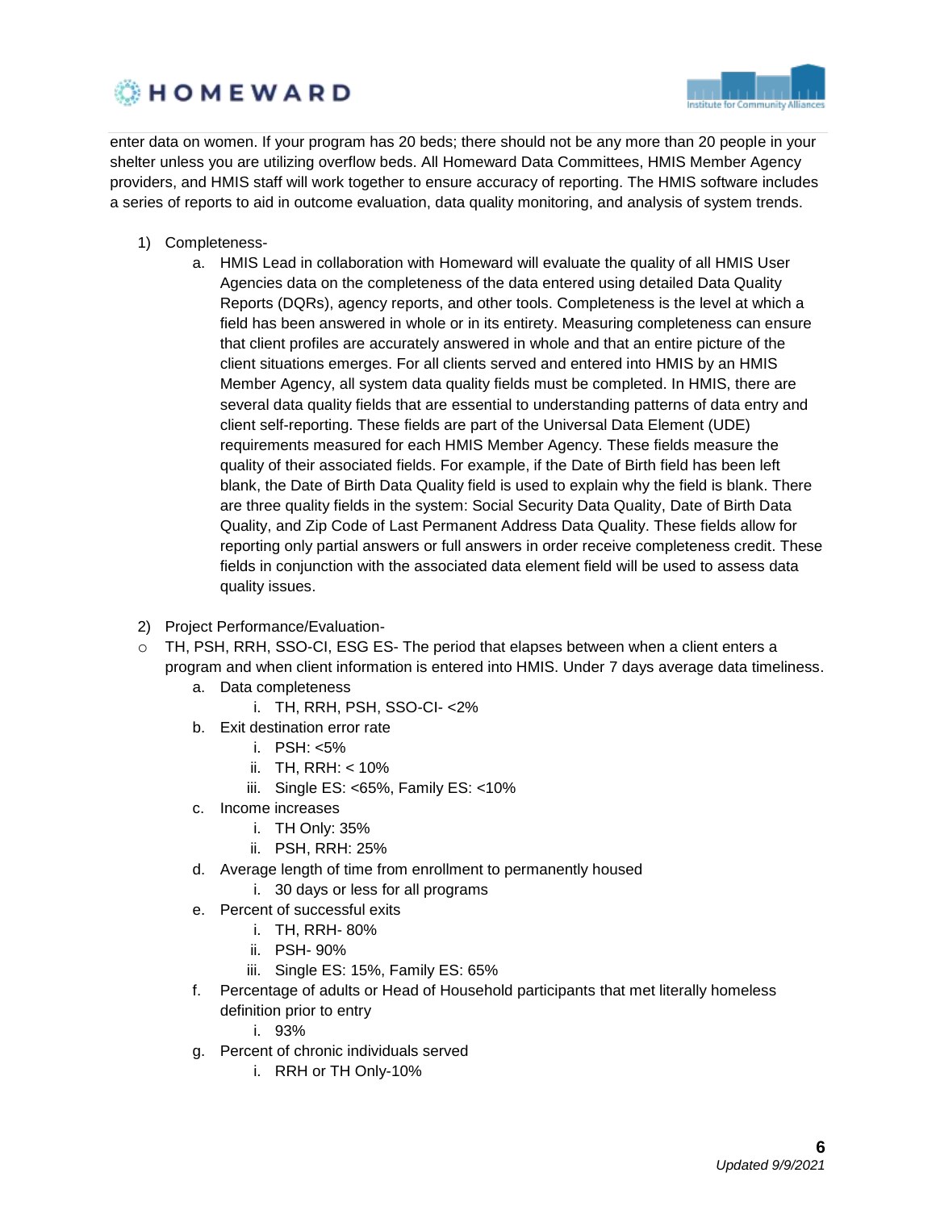enter data on women. If your program has 20 beds; there should not be any more than 20 people in your shelter unless you are utilizing overflow beds. All Homeward Data Committees, HMIS Member Agency providers, and HMIS staff will work together to ensure accuracy of reporting. The HMIS software includes a series of reports to aid in outcome evaluation, data quality monitoring, and analysis of system trends.

1) Completeness-
   a. HMIS Lead in collaboration with Homeward will evaluate the quality of all HMIS User Agencies data on the completeness of the data entered using detailed Data Quality Reports (DQRs), agency reports, and other tools. Completeness is the level at which a field has been answered in whole or in its entirety. Measuring completeness can ensure that client profiles are accurately answered in whole and that an entire picture of the client situations emerges. For all clients served and entered into HMIS by an HMIS Member Agency, all system data quality fields must be completed. In HMIS, there are several data quality fields that are essential to understanding patterns of data entry and client self-reporting. These fields are part of the Universal Data Element (UDE) requirements measured for each HMIS Member Agency. These fields measure the quality of their associated fields. For example, if the Date of Birth field has been left blank, the Date of Birth Data Quality field is used to explain why the field is blank. There are three quality fields in the system: Social Security Data Quality, Date of Birth Data Quality, and Zip Code of Last Permanent Address Data Quality. These fields allow for reporting only partial answers or full answers in order receive completeness credit. These fields in conjunction with the associated data element field will be used to assess data quality issues.

2) Project Performance/Evaluation-

- TH, PSH, RRH, SSO-CI, ESG ES- The period that elapses between when a client enters a program and when client information is entered into HMIS. Under 7 days average data timeliness.
   a. Data completeness
      i. TH, RRH, PSH, SSO-CI- <2%
   b. Exit destination error rate
      i. PSH: <5%
      ii. TH, RRH: < 10%
      iii. Single ES: <65%, Family ES: <10%
   c. Income increases
      i. TH Only: 35%
      ii. PSH, RRH: 25%
   d. Average length of time from enrollment to permanently housed
      i. 30 days or less for all programs
   e. Percent of successful exits
      i. TH, RRH- 80%
      ii. PSH- 90%
      iii. Single ES: 15%, Family ES: 65%
   f. Percentage of adults or Head of Household participants that met literally homeless definition prior to entry
      i. 93%
   g. Percent of chronic individuals served
      i. RRH or TH Only-10%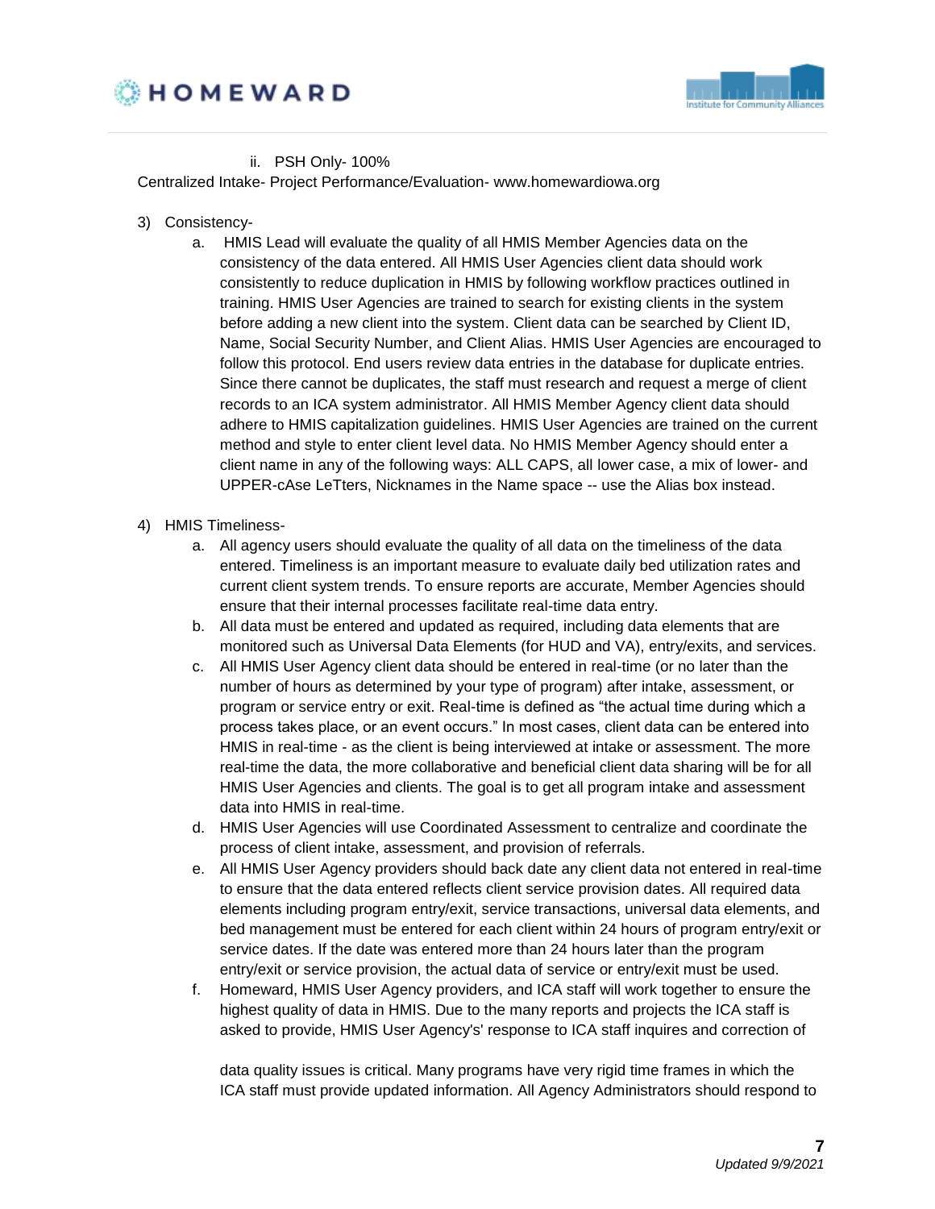ii. PSH Only- 100%

Centralized Intake- Project Performance/Evaluation- www.homewardiowa.org

3) Consistency-
    a. HMIS Lead will evaluate the quality of all HMIS Member Agencies data on the consistency of the data entered. All HMIS User Agencies client data should work consistently to reduce duplication in HMIS by following workflow practices outlined in training. HMIS User Agencies are trained to search for existing clients in the system before adding a new client into the system. Client data can be searched by Client ID, Name, Social Security Number, and Client Alias. HMIS User Agencies are encouraged to follow this protocol. End users review data entries in the database for duplicate entries. Since there cannot be duplicates, the staff must research and request a merge of client records to an ICA system administrator. All HMIS Member Agency client data should adhere to HMIS capitalization guidelines. HMIS User Agencies are trained on the current method and style to enter client level data. No HMIS Member Agency should enter a client name in any of the following ways: ALL CAPS, all lower case, a mix of lower- and UPPER-cAse LeTters, Nicknames in the Name space -- use the Alias box instead.

4) HMIS Timeliness-
    a. All agency users should evaluate the quality of all data on the timeliness of the data entered. Timeliness is an important measure to evaluate daily bed utilization rates and current client system trends. To ensure reports are accurate, Member Agencies should ensure that their internal processes facilitate real-time data entry.
    b. All data must be entered and updated as required, including data elements that are monitored such as Universal Data Elements (for HUD and VA), entry/exits, and services.
    c. All HMIS User Agency client data should be entered in real-time (or no later than the number of hours as determined by your type of program) after intake, assessment, or program or service entry or exit. Real-time is defined as "the actual time during which a process takes place, or an event occurs." In most cases, client data can be entered into HMIS in real-time - as the client is being interviewed at intake or assessment. The more real-time the data, the more collaborative and beneficial client data sharing will be for all HMIS User Agencies and clients. The goal is to get all program intake and assessment data into HMIS in real-time.
    d. HMIS User Agencies will use Coordinated Assessment to centralize and coordinate the process of client intake, assessment, and provision of referrals.
    e. All HMIS User Agency providers should back date any client data not entered in real-time to ensure that the data entered reflects client service provision dates. All required data elements including program entry/exit, service transactions, universal data elements, and bed management must be entered for each client within 24 hours of program entry/exit or service dates. If the date was entered more than 24 hours later than the program entry/exit or service provision, the actual data of service or entry/exit must be used.
    f. Homeward, HMIS User Agency providers, and ICA staff will work together to ensure the highest quality of data in HMIS. Due to the many reports and projects the ICA staff is asked to provide, HMIS User Agency's' response to ICA staff inquires and correction of data quality issues is critical. Many programs have very rigid time frames in which the ICA staff must provide updated information. All Agency Administrators should respond to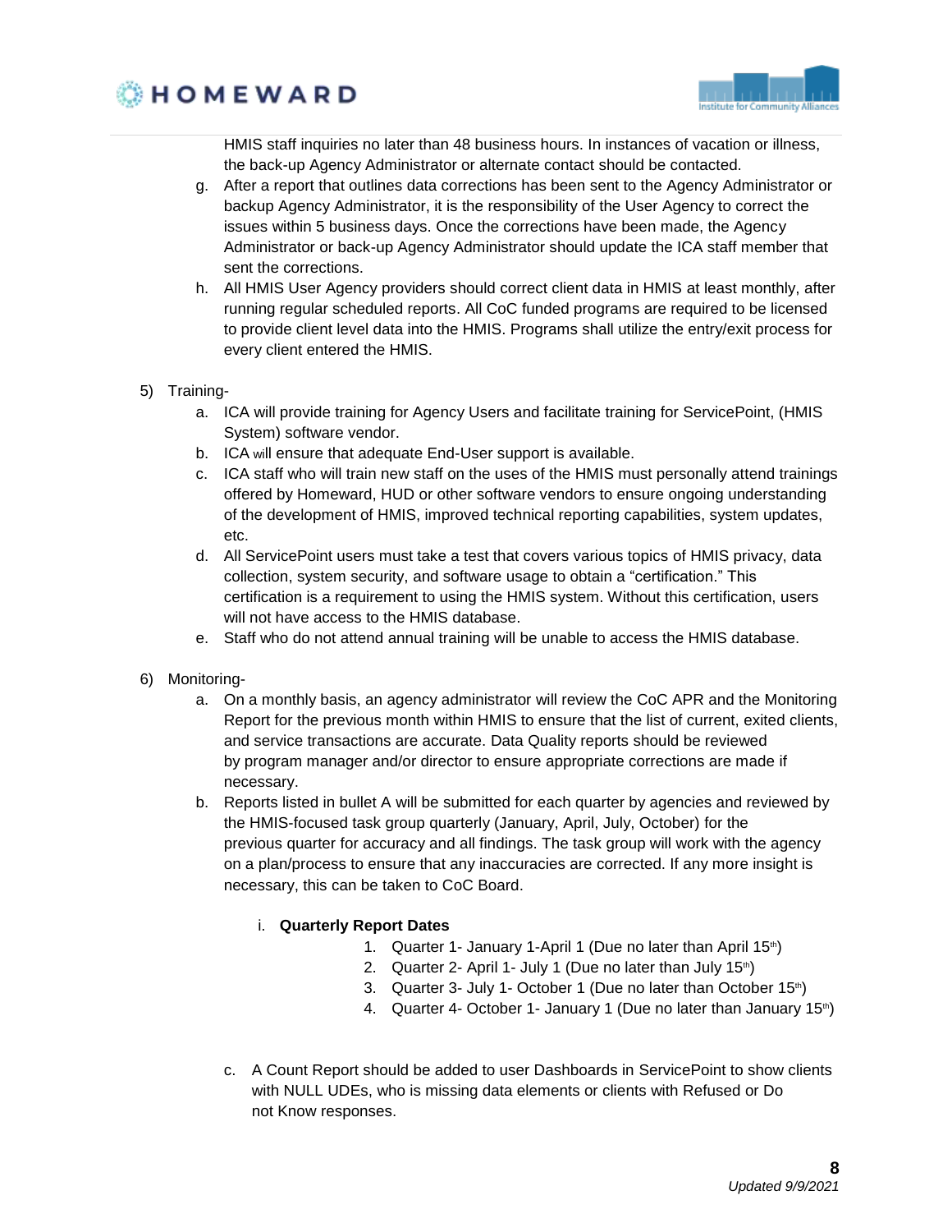HMIS staff inquiries no later than 48 business hours. In instances of vacation or illness, the back-up Agency Administrator or alternate contact should be contacted.

g. After a report that outlines data corrections has been sent to the Agency Administrator or backup Agency Administrator, it is the responsibility of the User Agency to correct the issues within 5 business days. Once the corrections have been made, the Agency Administrator or back-up Agency Administrator should update the ICA staff member that sent the corrections.

h. All HMIS User Agency providers should correct client data in HMIS at least monthly, after running regular scheduled reports. All CoC funded programs are required to be licensed to provide client level data into the HMIS. Programs shall utilize the entry/exit process for every client entered the HMIS.

5) Training-

   a. ICA will provide training for Agency Users and facilitate training for ServicePoint, (HMIS System) software vendor.
   b. ICA will ensure that adequate End-User support is available.
   c. ICA staff who will train new staff on the uses of the HMIS must personally attend trainings offered by Homeward, HUD or other software vendors to ensure ongoing understanding of the development of HMIS, improved technical reporting capabilities, system updates, etc.
   d. All ServicePoint users must take a test that covers various topics of HMIS privacy, data collection, system security, and software usage to obtain a "certification." This certification is a requirement to using the HMIS system. Without this certification, users will not have access to the HMIS database.
   e. Staff who do not attend annual training will be unable to access the HMIS database.

6) Monitoring-

   a. On a monthly basis, an agency administrator will review the CoC APR and the Monitoring Report for the previous month within HMIS to ensure that the list of current, exited clients, and service transactions are accurate. Data Quality reports should be reviewed by program manager and/or director to ensure appropriate corrections are made if necessary.
   b. Reports listed in bullet A will be submitted for each quarter by agencies and reviewed by the HMIS-focused task group quarterly (January, April, July, October) for the previous quarter for accuracy and all findings. The task group will work with the agency on a plan/process to ensure that any inaccuracies are corrected. If any more insight is necessary, this can be taken to CoC Board.

      i. **Quarterly Report Dates**
         1. Quarter 1- January 1-April 1 (Due no later than April 15th)
         2. Quarter 2- April 1- July 1 (Due no later than July 15th)
         3. Quarter 3- July 1- October 1 (Due no later than October 15th)
         4. Quarter 4- October 1- January 1 (Due no later than January 15th)

   c. A Count Report should be added to user Dashboards in ServicePoint to show clients with NULL UDEs, who is missing data elements or clients with Refused or Do not Know responses.

*Updated 9/9/2021*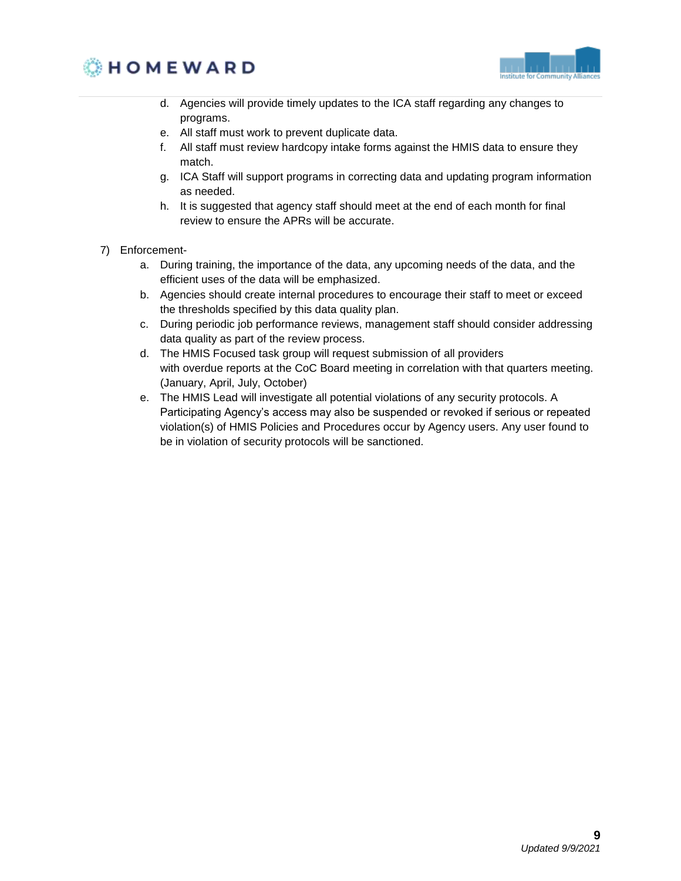d. Agencies will provide timely updates to the ICA staff regarding any changes to programs.
   e. All staff must work to prevent duplicate data.
   f. All staff must review hardcopy intake forms against the HMIS data to ensure they match.
   g. ICA Staff will support programs in correcting data and updating program information as needed.
   h. It is suggested that agency staff should meet at the end of each month for final review to ensure the APRs will be accurate.

7) Enforcement-
   a. During training, the importance of the data, any upcoming needs of the data, and the efficient uses of the data will be emphasized.
   b. Agencies should create internal procedures to encourage their staff to meet or exceed the thresholds specified by this data quality plan.
   c. During periodic job performance reviews, management staff should consider addressing data quality as part of the review process.
   d. The HMIS Focused task group will request submission of all providers with overdue reports at the CoC Board meeting in correlation with that quarters meeting. (January, April, July, October)
   e. The HMIS Lead will investigate all potential violations of any security protocols. A Participating Agency's access may also be suspended or revoked if serious or repeated violation(s) of HMIS Policies and Procedures occur by Agency users. Any user found to be in violation of security protocols will be sanctioned.